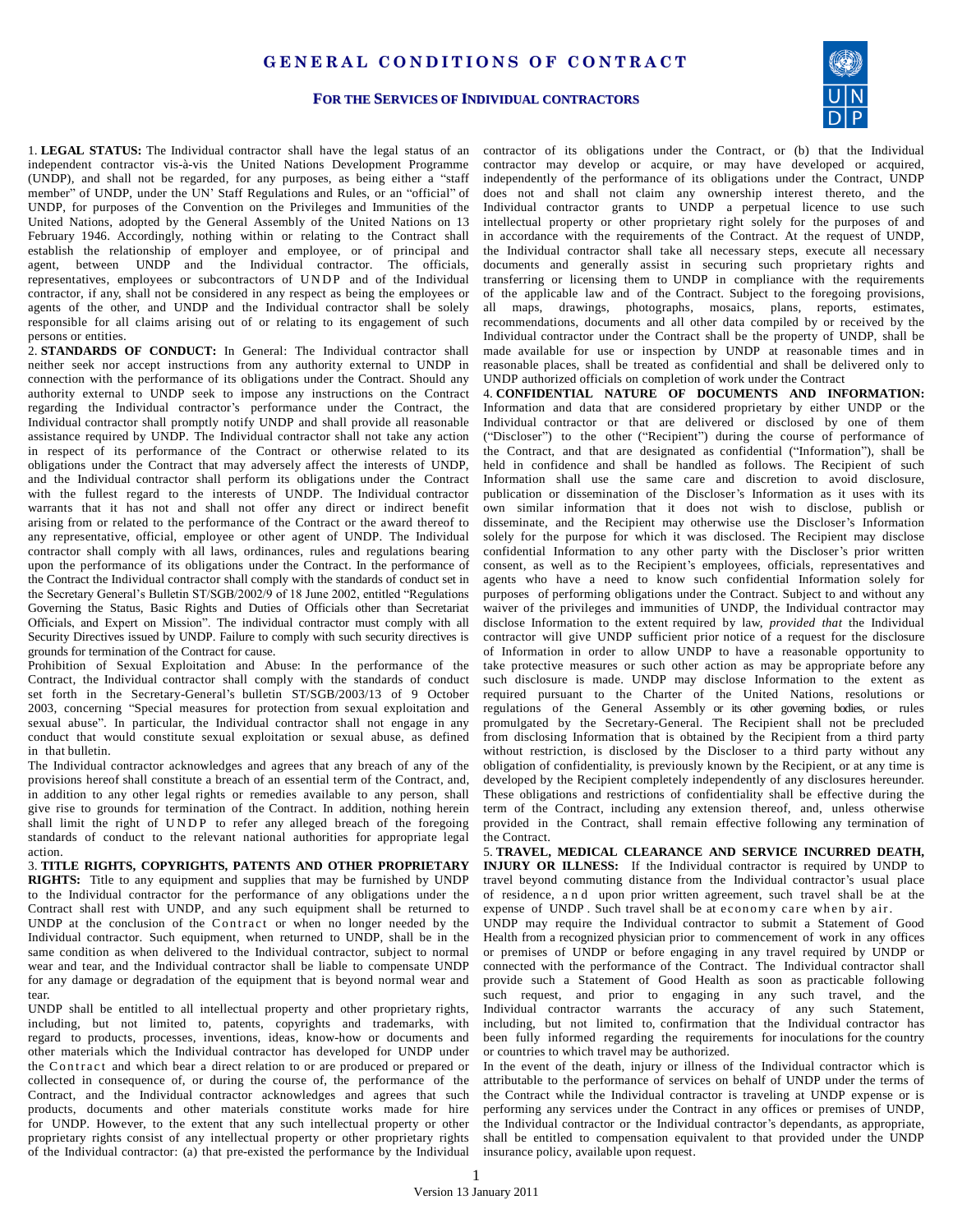# GENERAL CONDITIONS OF CONTRACT

## FOR THE SERVICES OF INDIVIDUAL CONTRACTORS

1. **LEGAL STATUS:** The Individual contractor shall have the legal status of an independent contractor vis-à-vis the United Nations Development Programme (UNDP), and shall not be regarded, for any purposes, as being either a "staff member" of UNDP, under the UN' Staff Regulations and Rules, or an "official" of UNDP, for purposes of the Convention on the Privileges and Immunities of the United Nations, adopted by the General Assembly of the United Nations on 13 February 1946. Accordingly, nothing within or relating to the Contract shall establish the relationship of employer and employee, or of principal and agent, between UNDP and the Individual contractor. The officials, representatives, employees or subcontractors of UNDP and of the Individual contractor, if any, shall not be considered in any respect as being the employees or agents of the other, and UNDP and the Individual contractor shall be solely responsible for all claims arising out of or relating to its engagement of such persons or entities.

2. **STANDARDS OF CONDUCT:** In General: The Individual contractor shall neither seek nor accept instructions from any authority external to UNDP in connection with the performance of its obligations under the Contract. Should any authority external to UNDP seek to impose any instructions on the Contract regarding the Individual contractor's performance under the Contract, the Individual contractor shall promptly notify UNDP and shall provide all reasonable assistance required by UNDP. The Individual contractor shall not take any action in respect of its performance of the Contract or otherwise related to its obligations under the Contract that may adversely affect the interests of UNDP, and the Individual contractor shall perform its obligations under the Contract with the fullest regard to the interests of UNDP. The Individual contractor warrants that it has not and shall not offer any direct or indirect benefit arising from or related to the performance of the Contract or the award thereof to any representative, official, employee or other agent of UNDP. The Individual contractor shall comply with all laws, ordinances, rules and regulations bearing upon the performance of its obligations under the Contract. In the performance of the Contract the Individual contractor shall comply with the standards of conduct set in the Secretary General's Bulletin ST/SGB/2002/9 of 18 June 2002, entitled "Regulations Governing the Status, Basic Rights and Duties of Officials other than Secretariat Officials, and Expert on Mission". The individual contractor must comply with all Security Directives issued by UNDP. Failure to comply with such security directives is grounds for termination of the Contract for cause.

Prohibition of Sexual Exploitation and Abuse: In the performance of the Contract, the Individual contractor shall comply with the standards of conduct set forth in the Secretary-General's bulletin ST/SGB/2003/13 of 9 October 2003, concerning "Special measures for protection from sexual exploitation and sexual abuse". In particular, the Individual contractor shall not engage in any conduct that would constitute sexual exploitation or sexual abuse, as defined in that bulletin.

The Individual contractor acknowledges and agrees that any breach of any of the provisions hereof shall constitute a breach of an essential term of the Contract, and, in addition to any other legal rights or remedies available to any person, shall give rise to grounds for termination of the Contract. In addition, nothing herein shall limit the right of UNDP to refer any alleged breach of the foregoing standards of conduct to the relevant national authorities for appropriate legal action.

3. **TITLE RIGHTS, COPYRIGHTS, PATENTS AND OTHER PROPRIETARY RIGHTS:** Title to any equipment and supplies that may be furnished by UNDP to the Individual contractor for the performance of any obligations under the Contract shall rest with UNDP, and any such equipment shall be returned to UNDP at the conclusion of the Contract or when no longer needed by the Individual contractor. Such equipment, when returned to UNDP, shall be in the same condition as when delivered to the Individual contractor, subject to normal wear and tear, and the Individual contractor shall be liable to compensate UNDP for any damage or degradation of the equipment that is beyond normal wear and tear.

UNDP shall be entitled to all intellectual property and other proprietary rights, including, but not limited to, patents, copyrights and trademarks, with regard to products, processes, inventions, ideas, know-how or documents and other materials which the Individual contractor has developed for UNDP under the Contract and which bear a direct relation to or are produced or prepared or collected in consequence of, or during the course of, the performance of the Contract, and the Individual contractor acknowledges and agrees that such products, documents and other materials constitute works made for hire for UNDP. However, to the extent that any such intellectual property or other proprietary rights consist of any intellectual property or other proprietary rights of the Individual contractor: (a) that pre-existed the performance by the Individual contractor of its obligations under the Contract, or (b) that the Individual contractor may develop or acquire, or may have developed or acquired, independently of the performance of its obligations under the Contract, UNDP does not and shall not claim any ownership interest thereto, and the Individual contractor grants to UNDP a perpetual licence to use such intellectual property or other proprietary right solely for the purposes of and in accordance with the requirements of the Contract. At the request of UNDP, the Individual contractor shall take all necessary steps, execute all necessary documents and generally assist in securing such proprietary rights and transferring or licensing them to UNDP in compliance with the requirements of the applicable law and of the Contract. Subject to the foregoing provisions, all maps, drawings, photographs, mosaics, plans, reports, estimates, recommendations, documents and all other data compiled by or received by the Individual contractor under the Contract shall be the property of UNDP, shall be made available for use or inspection by UNDP at reasonable times and in reasonable places, shall be treated as confidential and shall be delivered only to UNDP authorized officials on completion of work under the Contract

4. **CONFIDENTIAL NATURE OF DOCUMENTS AND INFORMATION:** Information and data that are considered proprietary by either UNDP or the Individual contractor or that are delivered or disclosed by one of them ("Discloser") to the other ("Recipient") during the course of performance of the Contract, and that are designated as confidential ("Information"), shall be held in confidence and shall be handled as follows. The Recipient of such Information shall use the same care and discretion to avoid disclosure, publication or dissemination of the Discloser's Information as it uses with its own similar information that it does not wish to disclose, publish or disseminate, and the Recipient may otherwise use the Discloser's Information solely for the purpose for which it was disclosed. The Recipient may disclose confidential Information to any other party with the Discloser's prior written consent, as well as to the Recipient's employees, officials, representatives and agents who have a need to know such confidential Information solely for purposes of performing obligations under the Contract. Subject to and without any waiver of the privileges and immunities of UNDP, the Individual contractor may disclose Information to the extent required by law, *provided that* the Individual contractor will give UNDP sufficient prior notice of a request for the disclosure of Information in order to allow UNDP to have a reasonable opportunity to take protective measures or such other action as may be appropriate before any such disclosure is made. UNDP may disclose Information to the extent as required pursuant to the Charter of the United Nations, resolutions or regulations of the General Assembly or its other governing bodies, or rules promulgated by the Secretary-General. The Recipient shall not be precluded from disclosing Information that is obtained by the Recipient from a third party without restriction, is disclosed by the Discloser to a third party without any obligation of confidentiality, is previously known by the Recipient, or at any time is developed by the Recipient completely independently of any disclosures hereunder. These obligations and restrictions of confidentiality shall be effective during the term of the Contract, including any extension thereof, and, unless otherwise provided in the Contract, shall remain effective following any termination of the Contract.

5. **TRAVEL, MEDICAL CLEARANCE AND SERVICE INCURRED DEATH, INJURY OR ILLNESS:** If the Individual contractor is required by UNDP to travel beyond commuting distance from the Individual contractor's usual place of residence, and upon prior written agreement, such travel shall be at the expense of UNDP. Such travel shall be at economy care when by air.

UNDP may require the Individual contractor to submit a Statement of Good Health from a recognized physician prior to commencement of work in any offices or premises of UNDP or before engaging in any travel required by UNDP or connected with the performance of the Contract. The Individual contractor shall provide such a Statement of Good Health as soon as practicable following such request, and prior to engaging in any such travel, and the Individual contractor warrants the accuracy of any such Statement, including, but not limited to, confirmation that the Individual contractor has been fully informed regarding the requirements for inoculations for the country or countries to which travel may be authorized.

In the event of the death, injury or illness of the Individual contractor which is attributable to the performance of services on behalf of UNDP under the terms of the Contract while the Individual contractor is traveling at UNDP expense or is performing any services under the Contract in any offices or premises of UNDP, the Individual contractor or the Individual contractor's dependants, as appropriate, shall be entitled to compensation equivalent to that provided under the UNDP insurance policy, available upon request.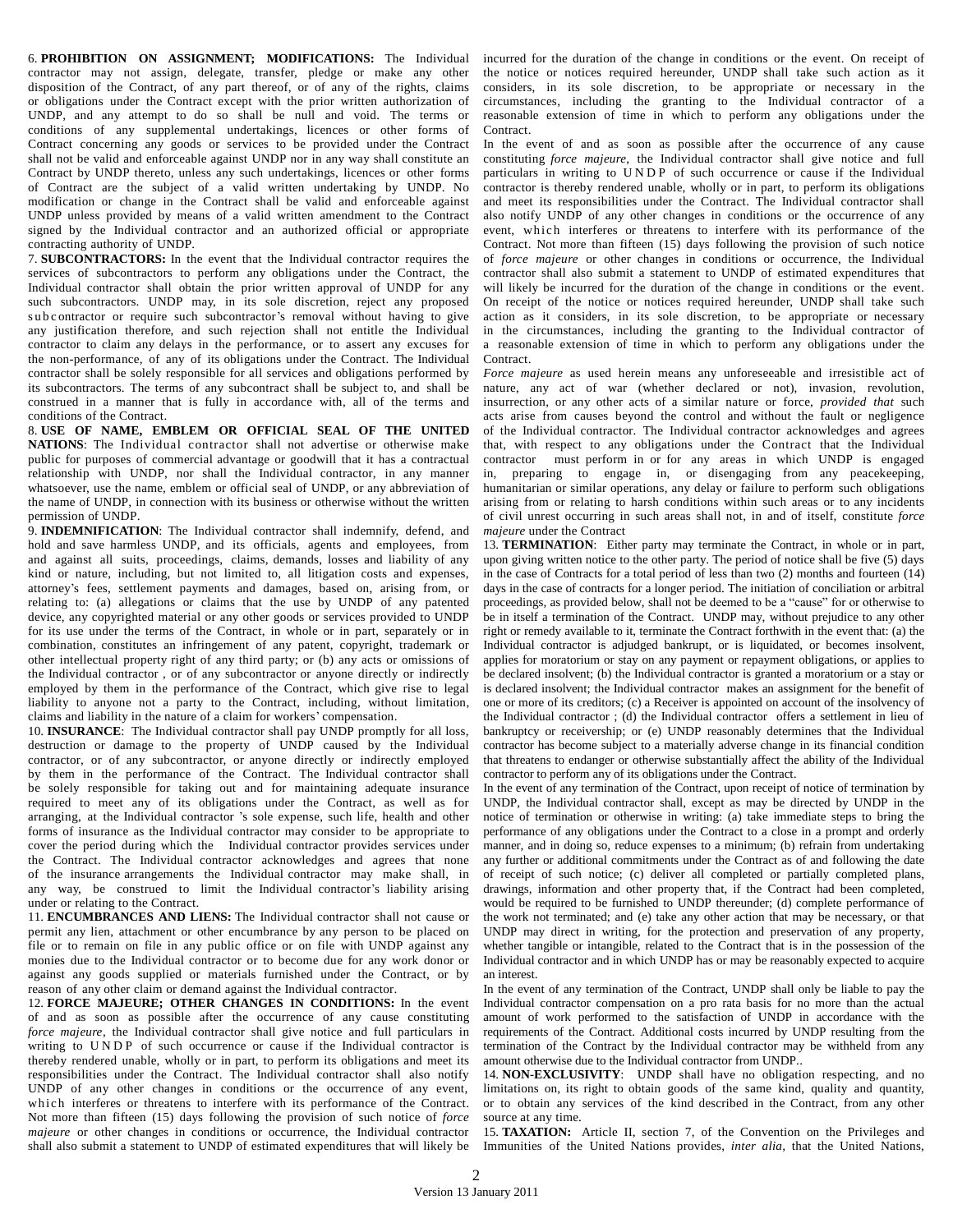6. **PROHIBITION ON ASSIGNMENT; MODIFICATIONS:** The Individual contractor may not assign, delegate, transfer, pledge or make any other disposition of the Contract, of any part thereof, or of any of the rights, claims or obligations under the Contract except with the prior written authorization of UNDP, and any attempt to do so shall be null and void. The terms or conditions of any supplemental undertakings, licences or other forms of Contract concerning any goods or services to be provided under the Contract shall not be valid and enforceable against UNDP nor in any way shall constitute an Contract by UNDP thereto, unless any such undertakings, licences or other forms of Contract are the subject of a valid written undertaking by UNDP. No modification or change in the Contract shall be valid and enforceable against UNDP unless provided by means of a valid written amendment to the Contract signed by the Individual contractor and an authorized official or appropriate contracting authority of UNDP.

7. **SUBCONTRACTORS:** In the event that the Individual contractor requires the services of subcontractors to perform any obligations under the Contract, the Individual contractor shall obtain the prior written approval of UNDP for any such subcontractors. UNDP may, in its sole discretion, reject any proposed subcontractor or require such subcontractor's removal without having to give any justification therefore, and such rejection shall not entitle the Individual contractor to claim any delays in the performance, or to assert any excuses for the non-performance, of any of its obligations under the Contract. The Individual contractor shall be solely responsible for all services and obligations performed by its subcontractors. The terms of any subcontract shall be subject to, and shall be construed in a manner that is fully in accordance with, all of the terms and conditions of the Contract.

8. **USE OF NAME, EMBLEM OR OFFICIAL SEAL OF THE UNITED NATIONS**: The Individual contractor shall not advertise or otherwise make public for purposes of commercial advantage or goodwill that it has a contractual relationship with UNDP, nor shall the Individual contractor, in any manner whatsoever, use the name, emblem or official seal of UNDP, or any abbreviation of the name of UNDP, in connection with its business or otherwise without the written permission of UNDP.

9. **INDEMNIFICATION**: The Individual contractor shall indemnify, defend, and hold and save harmless UNDP, and its officials, agents and employees, from and against all suits, proceedings, claims, demands, losses and liability of any kind or nature, including, but not limited to, all litigation costs and expenses, attorney's fees, settlement payments and damages, based on, arising from, or relating to: (a) allegations or claims that the use by UNDP of any patented device, any copyrighted material or any other goods or services provided to UNDP for its use under the terms of the Contract, in whole or in part, separately or in combination, constitutes an infringement of any patent, copyright, trademark or other intellectual property right of any third party; or (b) any acts or omissions of the Individual contractor , or of any subcontractor or anyone directly or indirectly employed by them in the performance of the Contract, which give rise to legal liability to anyone not a party to the Contract, including, without limitation, claims and liability in the nature of a claim for workers' compensation.

10. **INSURANCE**: The Individual contractor shall pay UNDP promptly for all loss, destruction or damage to the property of UNDP caused by the Individual contractor, or of any subcontractor, or anyone directly or indirectly employed by them in the performance of the Contract. The Individual contractor shall be solely responsible for taking out and for maintaining adequate insurance required to meet any of its obligations under the Contract, as well as for arranging, at the Individual contractor 's sole expense, such life, health and other forms of insurance as the Individual contractor may consider to be appropriate to cover the period during which the Individual contractor provides services under the Contract. The Individual contractor acknowledges and agrees that none of the insurance arrangements the Individual contractor may make shall, in any way, be construed to limit the Individual contractor's liability arising under or relating to the Contract.

11. **ENCUMBRANCES AND LIENS:** The Individual contractor shall not cause or permit any lien, attachment or other encumbrance by any person to be placed on file or to remain on file in any public office or on file with UNDP against any monies due to the Individual contractor or to become due for any work donor or against any goods supplied or materials furnished under the Contract, or by reason of any other claim or demand against the Individual contractor.

12. **FORCE MAJEURE; OTHER CHANGES IN CONDITIONS:** In the event of and as soon as possible after the occurrence of any cause constituting *force majeure*, the Individual contractor shall give notice and full particulars in writing to UNDP of such occurrence or cause if the Individual contractor is thereby rendered unable, wholly or in part, to perform its obligations and meet its responsibilities under the Contract. The Individual contractor shall also notify UNDP of any other changes in conditions or the occurrence of any event, which interferes or threatens to interfere with its performance of the Contract. Not more than fifteen (15) days following the provision of such notice of *force majeure* or other changes in conditions or occurrence, the Individual contractor shall also submit a statement to UNDP of estimated expenditures that will likely be incurred for the duration of the change in conditions or the event. On receipt of the notice or notices required hereunder, UNDP shall take such action as it considers, in its sole discretion, to be appropriate or necessary in the circumstances, including the granting to the Individual contractor of a reasonable extension of time in which to perform any obligations under the Contract.

In the event of and as soon as possible after the occurrence of any cause constituting *force majeure*, the Individual contractor shall give notice and full particulars in writing to UNDP of such occurrence or cause if the Individual contractor is thereby rendered unable, wholly or in part, to perform its obligations and meet its responsibilities under the Contract. The Individual contractor shall also notify UNDP of any other changes in conditions or the occurrence of any event, which interferes or threatens to interfere with its performance of the Contract. Not more than fifteen (15) days following the provision of such notice of *force majeure* or other changes in conditions or occurrence, the Individual contractor shall also submit a statement to UNDP of estimated expenditures that will likely be incurred for the duration of the change in conditions or the event. On receipt of the notice or notices required hereunder, UNDP shall take such action as it considers, in its sole discretion, to be appropriate or necessary in the circumstances, including the granting to the Individual contractor of a reasonable extension of time in which to perform any obligations under the Contract.

*Force majeure* as used herein means any unforeseeable and irresistible act of nature, any act of war (whether declared or not), invasion, revolution, insurrection, or any other acts of a similar nature or force, *provided that* such acts arise from causes beyond the control and without the fault or negligence of the Individual contractor. The Individual contractor acknowledges and agrees that, with respect to any obligations under the Contract that the Individual contractor must perform in or for any areas in which UNDP is engaged in, preparing to engage in, or disengaging from any peacekeeping, humanitarian or similar operations, any delay or failure to perform such obligations arising from or relating to harsh conditions within such areas or to any incidents of civil unrest occurring in such areas shall not, in and of itself, constitute *force majeure* under the Contract

13. **TERMINATION**: Either party may terminate the Contract, in whole or in part, upon giving written notice to the other party. The period of notice shall be five (5) days in the case of Contracts for a total period of less than two (2) months and fourteen (14) days in the case of contracts for a longer period. The initiation of conciliation or arbitral proceedings, as provided below, shall not be deemed to be a "cause" for or otherwise to be in itself a termination of the Contract. UNDP may, without prejudice to any other right or remedy available to it, terminate the Contract forthwith in the event that: (a) the Individual contractor is adjudged bankrupt, or is liquidated, or becomes insolvent, applies for moratorium or stay on any payment or repayment obligations, or applies to be declared insolvent; (b) the Individual contractor is granted a moratorium or a stay or is declared insolvent; the Individual contractor makes an assignment for the benefit of one or more of its creditors; (c) a Receiver is appointed on account of the insolvency of the Individual contractor ; (d) the Individual contractor offers a settlement in lieu of bankruptcy or receivership; or (e) UNDP reasonably determines that the Individual contractor has become subject to a materially adverse change in its financial condition that threatens to endanger or otherwise substantially affect the ability of the Individual contractor to perform any of its obligations under the Contract.

In the event of any termination of the Contract, upon receipt of notice of termination by UNDP, the Individual contractor shall, except as may be directed by UNDP in the notice of termination or otherwise in writing: (a) take immediate steps to bring the performance of any obligations under the Contract to a close in a prompt and orderly manner, and in doing so, reduce expenses to a minimum; (b) refrain from undertaking any further or additional commitments under the Contract as of and following the date of receipt of such notice; (c) deliver all completed or partially completed plans, drawings, information and other property that, if the Contract had been completed, would be required to be furnished to UNDP thereunder; (d) complete performance of the work not terminated; and (e) take any other action that may be necessary, or that UNDP may direct in writing, for the protection and preservation of any property, whether tangible or intangible, related to the Contract that is in the possession of the Individual contractor and in which UNDP has or may be reasonably expected to acquire an interest.

In the event of any termination of the Contract, UNDP shall only be liable to pay the Individual contractor compensation on a pro rata basis for no more than the actual amount of work performed to the satisfaction of UNDP in accordance with the requirements of the Contract. Additional costs incurred by UNDP resulting from the termination of the Contract by the Individual contractor may be withheld from any amount otherwise due to the Individual contractor from UNDP..

14. **NON-EXCLUSIVITY**: UNDP shall have no obligation respecting, and no limitations on, its right to obtain goods of the same kind, quality and quantity, or to obtain any services of the kind described in the Contract, from any other source at any time.

15. **TAXATION:** Article II, section 7, of the Convention on the Privileges and Immunities of the United Nations provides, *inter alia*, that the United Nations,

Version 13 January 2011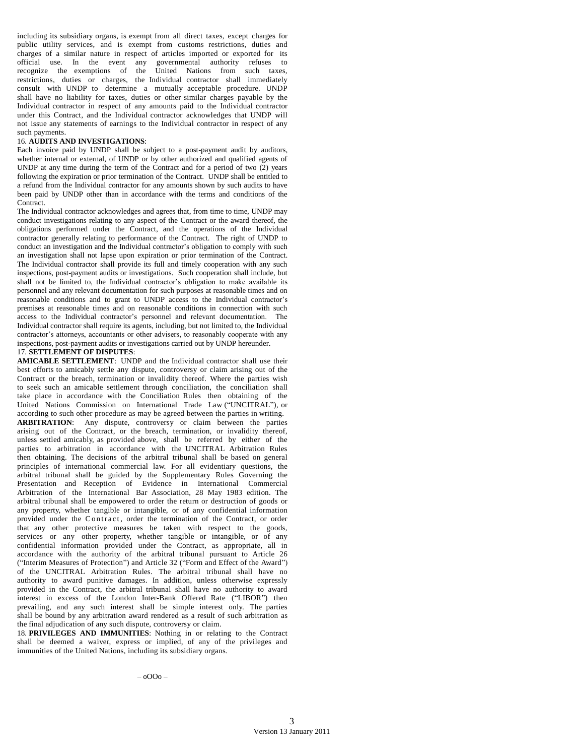including its subsidiary organs, is exempt from all direct taxes, except charges for public utility services, and is exempt from customs restrictions, duties and charges of a similar nature in respect of articles imported or exported for its official use. In the event any governmental authority refuses to recognize the exemptions of the United Nations from such taxes, restrictions, duties or charges, the Individual contractor shall immediately consult with UNDP to determine a mutually acceptable procedure. UNDP shall have no liability for taxes, duties or other similar charges payable by the Individual contractor in respect of any amounts paid to the Individual contractor under this Contract, and the Individual contractor acknowledges that UNDP will not issue any statements of earnings to the Individual contractor in respect of any such payments.

16. **AUDITS AND INVESTIGATIONS**:

Each invoice paid by UNDP shall be subject to a post-payment audit by auditors, whether internal or external, of UNDP or by other authorized and qualified agents of UNDP at any time during the term of the Contract and for a period of two (2) years following the expiration or prior termination of the Contract. UNDP shall be entitled to a refund from the Individual contractor for any amounts shown by such audits to have been paid by UNDP other than in accordance with the terms and conditions of the Contract.

The Individual contractor acknowledges and agrees that, from time to time, UNDP may conduct investigations relating to any aspect of the Contract or the award thereof, the obligations performed under the Contract, and the operations of the Individual contractor generally relating to performance of the Contract. The right of UNDP to conduct an investigation and the Individual contractor's obligation to comply with such an investigation shall not lapse upon expiration or prior termination of the Contract. The Individual contractor shall provide its full and timely cooperation with any such inspections, post-payment audits or investigations. Such cooperation shall include, but shall not be limited to, the Individual contractor's obligation to make available its personnel and any relevant documentation for such purposes at reasonable times and on reasonable conditions and to grant to UNDP access to the Individual contractor's premises at reasonable times and on reasonable conditions in connection with such access to the Individual contractor's personnel and relevant documentation. The Individual contractor shall require its agents, including, but not limited to, the Individual contractor's attorneys, accountants or other advisers, to reasonably cooperate with any inspections, post-payment audits or investigations carried out by UNDP hereunder.

17. **SETTLEMENT OF DISPUTES**:

**AMICABLE SETTLEMENT**: UNDP and the Individual contractor shall use their best efforts to amicably settle any dispute, controversy or claim arising out of the Contract or the breach, termination or invalidity thereof. Where the parties wish to seek such an amicable settlement through conciliation, the conciliation shall take place in accordance with the Conciliation Rules then obtaining of the United Nations Commission on International Trade Law ("UNCITRAL"), or according to such other procedure as may be agreed between the parties in writing.

**ARBITRATION**: Any dispute, controversy or claim between the parties arising out of the Contract, or the breach, termination, or invalidity thereof, unless settled amicably, as provided above, shall be referred by either of the parties to arbitration in accordance with the UNCITRAL Arbitration Rules then obtaining. The decisions of the arbitral tribunal shall be based on general principles of international commercial law. For all evidentiary questions, the arbitral tribunal shall be guided by the Supplementary Rules Governing the Presentation and Reception of Evidence in International Commercial Arbitration of the International Bar Association, 28 May 1983 edition. The arbitral tribunal shall be empowered to order the return or destruction of goods or any property, whether tangible or intangible, or of any confidential information provided under the Contract, order the termination of the Contract, or order that any other protective measures be taken with respect to the goods, services or any other property, whether tangible or intangible, or of any confidential information provided under the Contract, as appropriate, all in accordance with the authority of the arbitral tribunal pursuant to Article 26 ("Interim Measures of Protection") and Article 32 ("Form and Effect of the Award") of the UNCITRAL Arbitration Rules. The arbitral tribunal shall have no authority to award punitive damages. In addition, unless otherwise expressly provided in the Contract, the arbitral tribunal shall have no authority to award interest in excess of the London Inter-Bank Offered Rate ("LIBOR") then prevailing, and any such interest shall be simple interest only. The parties shall be bound by any arbitration award rendered as a result of such arbitration as the final adjudication of any such dispute, controversy or claim.

18. **PRIVILEGES AND IMMUNITIES**: Nothing in or relating to the Contract shall be deemed a waiver, express or implied, of any of the privileges and immunities of the United Nations, including its subsidiary organs.

– oOOo –

Version 13 January 2011